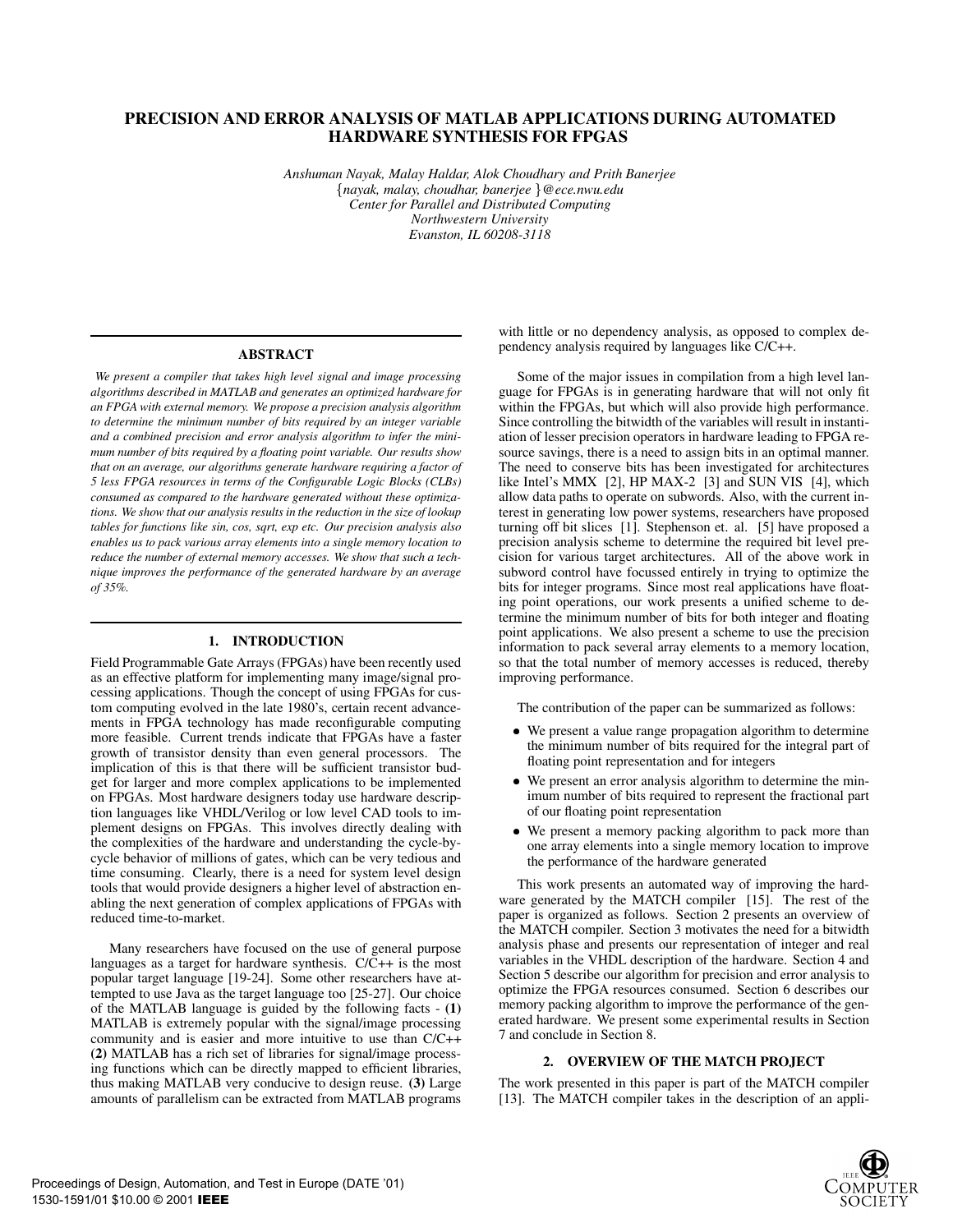# PRECISION AND ERROR ANALYSIS OF MATLAB APPLICATIONS DURING AUTOMATED HARDWARE SYNTHESIS FOR FPGAS

*Anshuman Nayak, Malay Haldar, Alok Choudhary and Prith Banerjee*
*{nayak, malay, choudhar, banerjee }@ece.nwu.edu*
*Center for Parallel and Distributed Computing*
*Northwestern University*
*Evanston, IL 60208-3118*

## ABSTRACT

*We present a compiler that takes high level signal and image processing algorithms described in MATLAB and generates an optimized hardware for an FPGA with external memory. We propose a precision analysis algorithm to determine the minimum number of bits required by an integer variable and a combined precision and error analysis algorithm to infer the minimum number of bits required by a floating point variable. Our results show that on an average, our algorithms generate hardware requiring a factor of 5 less FPGA resources in terms of the Configurable Logic Blocks (CLBs) consumed as compared to the hardware generated without these optimizations. We show that our analysis results in the reduction in the size of lookup tables for functions like sin, cos, sqrt, exp etc. Our precision analysis also enables us to pack various array elements into a single memory location to reduce the number of external memory accesses. We show that such a technique improves the performance of the generated hardware by an average of 35%.*

## 1. INTRODUCTION

Field Programmable Gate Arrays (FPGAs) have been recently used as an effective platform for implementing many image/signal processing applications. Though the concept of using FPGAs for custom computing evolved in the late 1980's, certain recent advancements in FPGA technology has made reconfigurable computing more feasible. Current trends indicate that FPGAs have a faster growth of transistor density than even general processors. The implication of this is that there will be sufficient transistor budget for larger and more complex applications to be implemented on FPGAs. Most hardware designers today use hardware description languages like VHDL/Verilog or low level CAD tools to implement designs on FPGAs. This involves directly dealing with the complexities of the hardware and understanding the cycle-by-cycle behavior of millions of gates, which can be very tedious and time consuming. Clearly, there is a need for system level design tools that would provide designers a higher level of abstraction enabling the next generation of complex applications of FPGAs with reduced time-to-market.

Many researchers have focused on the use of general purpose languages as a target for hardware synthesis. C/C++ is the most popular target language [19-24]. Some other researchers have attempted to use Java as the target language too [25-27]. Our choice of the MATLAB language is guided by the following facts - **(1)** MATLAB is extremely popular with the signal/image processing community and is easier and more intuitive to use than C/C++ **(2)** MATLAB has a rich set of libraries for signal/image processing functions which can be directly mapped to efficient libraries, thus making MATLAB very conducive to design reuse. **(3)** Large amounts of parallelism can be extracted from MATLAB programs with little or no dependency analysis, as opposed to complex dependency analysis required by languages like C/C++.

Some of the major issues in compilation from a high level language for FPGAs is in generating hardware that will not only fit within the FPGAs, but which will also provide high performance. Since controlling the bitwidth of the variables will result in instantiation of lesser precision operators in hardware leading to FPGA resource savings, there is a need to assign bits in an optimal manner. The need to conserve bits has been investigated for architectures like Intel's MMX [2], HP MAX-2 [3] and SUN VIS [4], which allow data paths to operate on subwords. Also, with the current interest in generating low power systems, researchers have proposed turning off bit slices [1]. Stephenson et. al. [5] have proposed a precision analysis scheme to determine the required bit level precision for various target architectures. All of the above work in subword control have focussed entirely in trying to optimize the bits for integer programs. Since most real applications have floating point operations, our work presents a unified scheme to determine the minimum number of bits for both integer and floating point applications. We also present a scheme to use the precision information to pack several array elements to a memory location, so that the total number of memory accesses is reduced, thereby improving performance.

The contribution of the paper can be summarized as follows:

- We present a value range propagation algorithm to determine the minimum number of bits required for the integral part of floating point representation and for integers
- We present an error analysis algorithm to determine the minimum number of bits required to represent the fractional part of our floating point representation
- We present a memory packing algorithm to pack more than one array elements into a single memory location to improve the performance of the hardware generated

This work presents an automated way of improving the hardware generated by the MATCH compiler [15]. The rest of the paper is organized as follows. Section 2 presents an overview of the MATCH compiler. Section 3 motivates the need for a bitwidth analysis phase and presents our representation of integer and real variables in the VHDL description of the hardware. Section 4 and Section 5 describe our algorithm for precision and error analysis to optimize the FPGA resources consumed. Section 6 describes our memory packing algorithm to improve the performance of the generated hardware. We present some experimental results in Section 7 and conclude in Section 8.

## 2. OVERVIEW OF THE MATCH PROJECT

The work presented in this paper is part of the MATCH compiler [13]. The MATCH compiler takes in the description of an appli-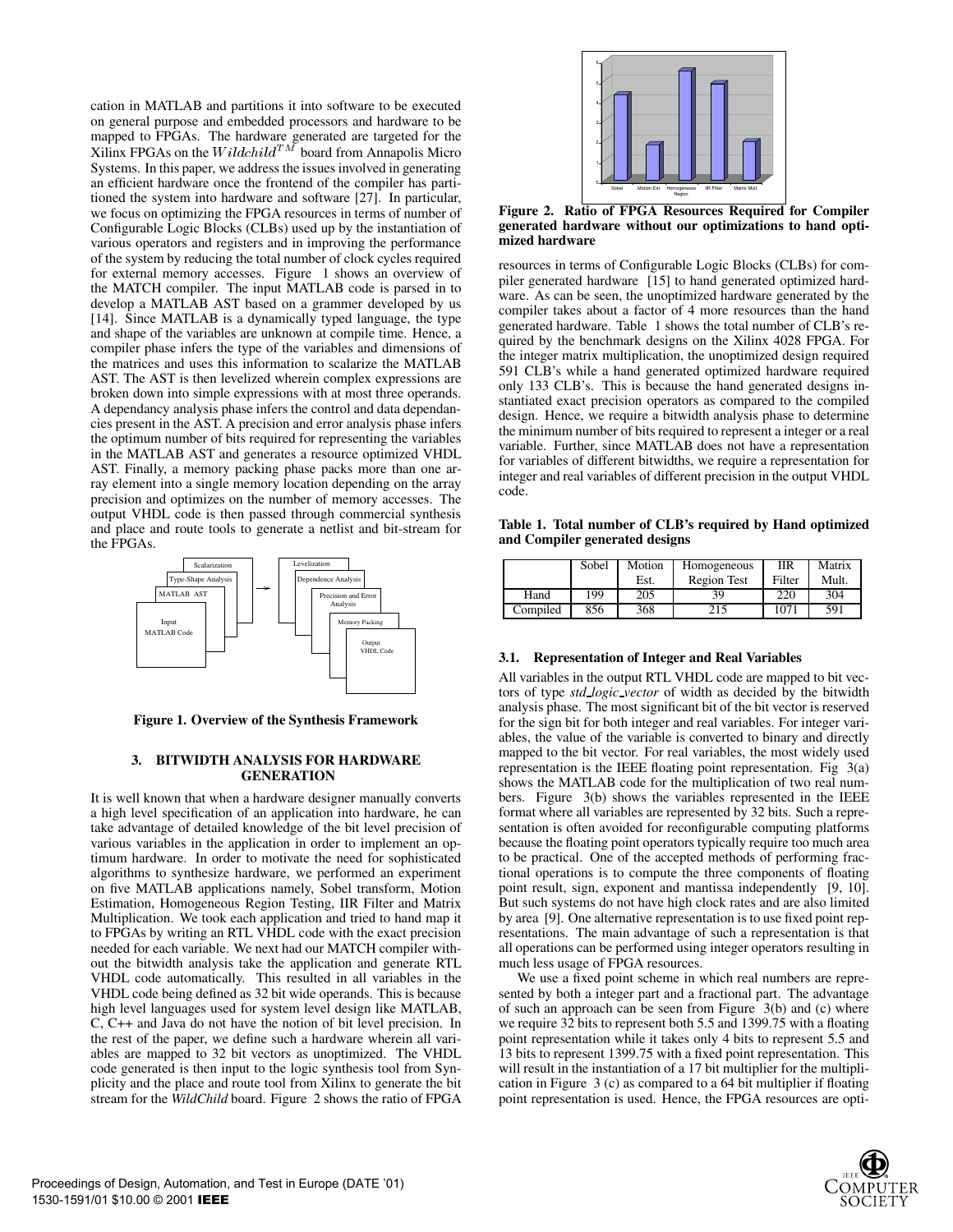cation in MATLAB and partitions it into software to be executed on general purpose and embedded processors and hardware to be mapped to FPGAs. The hardware generated are targeted for the Xilinx FPGAs on the $Wildchild^{TM}$ board from Annapolis Micro Systems. In this paper, we address the issues involved in generating an efficient hardware once the frontend of the compiler has partitioned the system into hardware and software [27]. In particular, we focus on optimizing the FPGA resources in terms of number of Configurable Logic Blocks (CLBs) used up by the instantiation of various operators and registers and in improving the performance of the system by reducing the total number of clock cycles required for external memory accesses. Figure 1 shows an overview of the MATCH compiler. The input MATLAB code is parsed in to develop a MATLAB AST based on a grammer developed by us [14]. Since MATLAB is a dynamically typed language, the type and shape of the variables are unknown at compile time. Hence, a compiler phase infers the type of the variables and dimensions of the matrices and uses this information to scalarize the MATLAB AST. The AST is then levelized wherein complex expressions are broken down into simple expressions with at most three operands. A dependancy analysis phase infers the control and data dependancies present in the AST. A precision and error analysis phase infers the optimum number of bits required for representing the variables in the MATLAB AST and generates a resource optimized VHDL AST. Finally, a memory packing phase packs more than one array element into a single memory location depending on the array precision and optimizes on the number of memory accesses. The output VHDL code is then passed through commercial synthesis and place and route tools to generate a netlist and bit-stream for the FPGAs.

**Figure 1. Overview of the Synthesis Framework**

## 3. BITWIDTH ANALYSIS FOR HARDWARE GENERATION

It is well known that when a hardware designer manually converts a high level specification of an application into hardware, he can take advantage of detailed knowledge of the bit level precision of various variables in the application in order to implement an optimum hardware. In order to motivate the need for sophisticated algorithms to synthesize hardware, we performed an experiment on five MATLAB applications namely, Sobel transform, Motion Estimation, Homogeneous Region Testing, IIR Filter and Matrix Multiplication. We took each application and tried to hand map it to FPGAs by writing an RTL VHDL code with the exact precision needed for each variable. We next had our MATCH compiler without the bitwidth analysis take the application and generate RTL VHDL code automatically. This resulted in all variables in the VHDL code being defined as 32 bit wide operands. This is because high level languages used for system level design like MATLAB, C, C++ and Java do not have the notion of bit level precision. In the rest of the paper, we define such a hardware wherein all variables are mapped to 32 bit vectors as unoptimized. The VHDL code generated is then input to the logic synthesis tool from Synplicity and the place and route tool from Xilinx to generate the bit stream for the *WildChild* board. Figure 2 shows the ratio of FPGA resources in terms of Configurable Logic Blocks (CLBs) for compiler generated hardware [15] to hand generated optimized hardware. As can be seen, the unoptimized hardware generated by the compiler takes about a factor of 4 more resources than the hand generated hardware. Table 1 shows the total number of CLB's required by the benchmark designs on the Xilinx 4028 FPGA. For the integer matrix multiplication, the unoptimized design required 591 CLB's while a hand generated optimized hardware required only 133 CLB's. This is because the hand generated designs instantiated exact precision operators as compared to the compiled design. Hence, we require a bitwidth analysis phase to determine the minimum number of bits required to represent a integer or a real variable. Further, since MATLAB does not have a representation for variables of different bitwidths, we require a representation for integer and real variables of different precision in the output VHDL code.

**Figure 2. Ratio of FPGA Resources Required for Compiler generated hardware without our optimizations to hand optimized hardware**

**Table 1. Total number of CLB's required by Hand optimized and Compiler generated designs**

| | Sobel | Motion Est. | Homogeneous Region Test | IIR Filter | Matrix Mult. |
|---|---|---|---|---|---|
| Hand | 199 | 205 | 39 | 220 | 304 |
| Compiled | 856 | 368 | 215 | 1071 | 591 |

### 3.1. Representation of Integer and Real Variables

All variables in the output RTL VHDL code are mapped to bit vectors of type *std_logic_vector* of width as decided by the bitwidth analysis phase. The most significant bit of the bit vector is reserved for the sign bit for both integer and real variables. For integer variables, the value of the variable is converted to binary and directly mapped to the bit vector. For real variables, the most widely used representation is the IEEE floating point representation. Fig 3(a) shows the MATLAB code for the multiplication of two real numbers. Figure 3(b) shows the variables represented in the IEEE format where all variables are represented by 32 bits. Such a representation is often avoided for reconfigurable computing platforms because the floating point operators typically require too much area to be practical. One of the accepted methods of performing fractional operations is to compute the three components of floating point result, sign, exponent and mantissa independently [9, 10]. But such systems do not have high clock rates and are also limited by area [9]. One alternative representation is to use fixed point representations. The main advantage of such a representation is that all operations can be performed using integer operators resulting in much less usage of FPGA resources.

We use a fixed point scheme in which real numbers are represented by both a integer part and a fractional part. The advantage of such an approach can be seen from Figure 3(b) and (c) where we require 32 bits to represent both 5.5 and 1399.75 with a floating point representation while it takes only 4 bits to represent 5.5 and 13 bits to represent 1399.75 with a fixed point representation. This will result in the instantiation of a 17 bit multiplier for the multiplication in Figure 3 (c) as compared to a 64 bit multiplier if floating point representation is used. Hence, the FPGA resources are opti-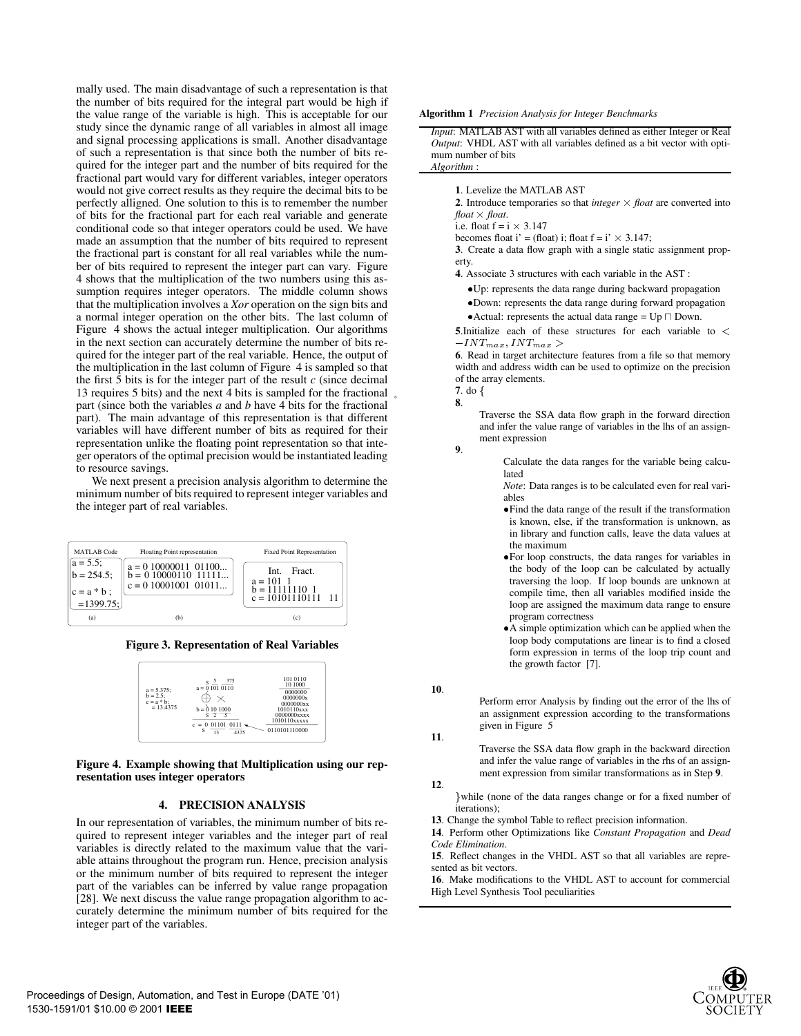mally used. The main disadvantage of such a representation is that the number of bits required for the integral part would be high if the value range of the variable is high. This is acceptable for our study since the dynamic range of all variables in almost all image and signal processing applications is small. Another disadvantage of such a representation is that since both the number of bits required for the integer part and the number of bits required for the fractional part would vary for different variables, integer operators would not give correct results as they require the decimal bits to be perfectly alligned. One solution to this is to remember the number of bits for the fractional part for each real variable and generate conditional code so that integer operators could be used. We have made an assumption that the number of bits required to represent the fractional part is constant for all real variables while the number of bits required to represent the integer part can vary. Figure 4 shows that the multiplication of the two numbers using this assumption requires integer operators. The middle column shows that the multiplication involves a *Xor* operation on the sign bits and a normal integer operation on the other bits. The last column of Figure 4 shows the actual integer multiplication. Our algorithms in the next section can accurately determine the number of bits required for the integer part of the real variable. Hence, the output of the multiplication in the last column of Figure 4 is sampled so that the first 5 bits is for the integer part of the result *c* (since decimal 13 requires 5 bits) and the next 4 bits is sampled for the fractional part (since both the variables *a* and *b* have 4 bits for the fractional part). The main advantage of this representation is that different variables will have different number of bits as required for their representation unlike the floating point representation so that integer operators of the optimal precision would be instantiated leading to resource savings.

We next present a precision analysis algorithm to determine the minimum number of bits required to represent integer variables and the integer part of real variables.

| MATLAB Code | Floating Point representation | Fixed Point Representation |
|---|---|---|
| a = 5.5;<br>b = 254.5;<br>c = a * b ;<br>=1399.75; | a = 0 10000011 01100...<br>b = 0 10000110 11111...<br>c = 0 10001001 01011... | Int. Fract.<br>a = 101 1<br>b = 11111110 1<br>c = 10101110111 11 |
| (a) | (b) | (c) |

**Figure 3. Representation of Real Variables**

```
a = 5.375;        S  5   .375                101 0110
b = 2.5;        a = 0 101 0110                10 1000
c = a * b;                                   0000000
  = 13.4375         ⊕  ×                     0000000x
                                             0000000xx
                b = 0 10 1000                1010110xxx
                    S  2  5                  0000000xxxx
                                             1010110xxxxx
                c = 0 01101 0111  <------    0110101110000
                    S   13  .4375
```

**Figure 4. Example showing that Multiplication using our representation uses integer operators**

## 4. PRECISION ANALYSIS

In our representation of variables, the minimum number of bits required to represent integer variables and the integer part of real variables is directly related to the maximum value that the variable attains throughout the program run. Hence, precision analysis or the minimum number of bits required to represent the integer part of the variables can be inferred by value range propagation [28]. We next discuss the value range propagation algorithm to accurately determine the minimum number of bits required for the integer part of the variables.

**Algorithm 1** *Precision Analysis for Integer Benchmarks*

*Input*: MATLAB AST with all variables defined as either Integer or Real
*Output*: VHDL AST with all variables defined as a bit vector with optimum number of bits
*Algorithm* :

**1**. Levelize the MATLAB AST

**2**. Introduce temporaries so that *integer* × *float* are converted into *float* × *float*.
i.e. float f = i × 3.147
becomes float i' = (float) i; float f = i' × 3.147;

**3**. Create a data flow graph with a single static assignment property.

**4**. Associate 3 structures with each variable in the AST :

- Up: represents the data range during backward propagation
- Down: represents the data range during forward propagation
- Actual: represents the actual data range = Up ⊓ Down.

**5**. Initialize each of these structures for each variable to $< -INT_{max}, INT_{max} >$

**6**. Read in target architecture features from a file so that memory width and address width can be used to optimize on the precision of the array elements.

**7**. do {

**8**.
Traverse the SSA data flow graph in the forward direction and infer the value range of variables in the lhs of an assignment expression

**9**.
Calculate the data ranges for the variable being calculated
*Note*: Data ranges is to be calculated even for real variables

- Find the data range of the result if the transformation is known, else, if the transformation is unknown, as in library and function calls, leave the data values at the maximum
- For loop constructs, the data ranges for variables in the body of the loop can be calculated by actually traversing the loop. If loop bounds are unknown at compile time, then all variables modified inside the loop are assigned the maximum data range to ensure program correctness
- A simple optimization which can be applied when the loop body computations are linear is to find a closed form expression in terms of the loop trip count and the growth factor [7].

**10**.
Perform error Analysis by finding out the error of the lhs of an assignment expression according to the transformations given in Figure 5

**11**.
Traverse the SSA data flow graph in the backward direction and infer the value range of variables in the rhs of an assignment expression from similar transformations as in Step **9**.

**12**.
}while (none of the data ranges change or for a fixed number of iterations);

**13**. Change the symbol Table to reflect precision information.

**14**. Perform other Optimizations like *Constant Propagation* and *Dead Code Elimination*.

**15**. Reflect changes in the VHDL AST so that all variables are represented as bit vectors.

**16**. Make modifications to the VHDL AST to account for commercial High Level Synthesis Tool peculiarities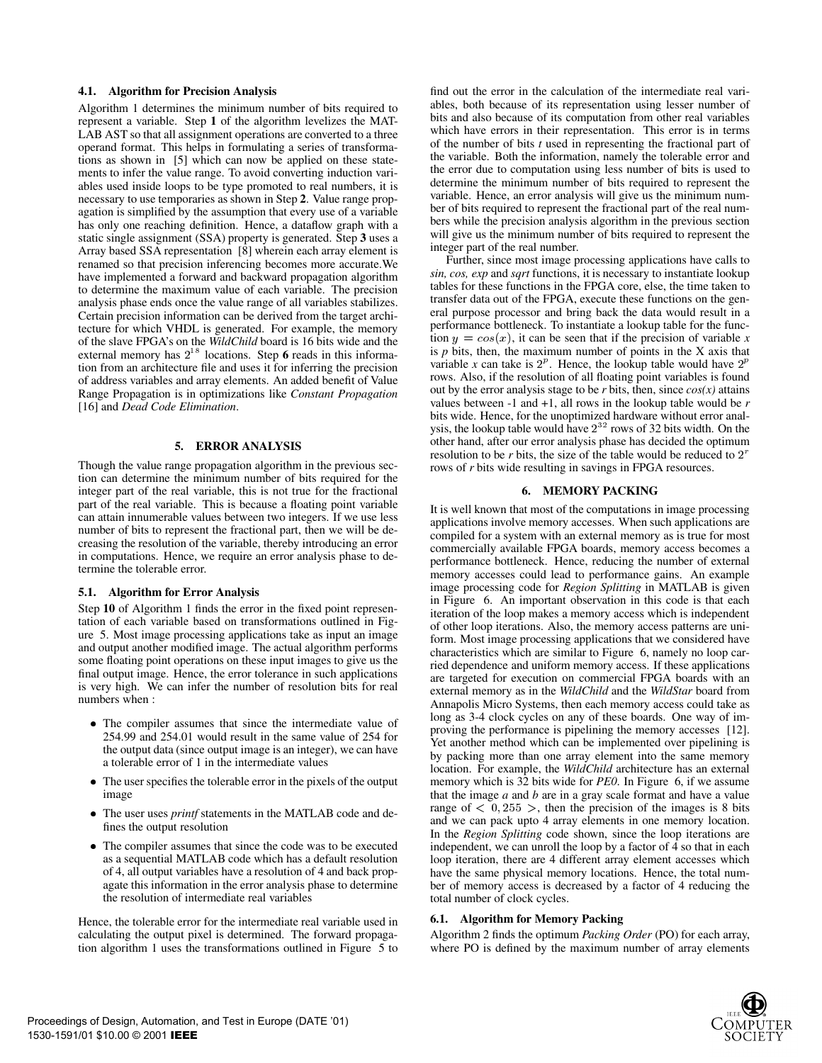### 4.1. Algorithm for Precision Analysis

Algorithm 1 determines the minimum number of bits required to represent a variable. Step **1** of the algorithm levelizes the MATLAB AST so that all assignment operations are converted to a three operand format. This helps in formulating a series of transformations as shown in [5] which can now be applied on these statements to infer the value range. To avoid converting induction variables used inside loops to be type promoted to real numbers, it is necessary to use temporaries as shown in Step **2**. Value range propagation is simplified by the assumption that every use of a variable has only one reaching definition. Hence, a dataflow graph with a static single assignment (SSA) property is generated. Step **3** uses a Array based SSA representation [8] wherein each array element is renamed so that precision inferencing becomes more accurate.We have implemented a forward and backward propagation algorithm to determine the maximum value of each variable. The precision analysis phase ends once the value range of all variables stabilizes. Certain precision information can be derived from the target architecture for which VHDL is generated. For example, the memory of the slave FPGA's on the *WildChild* board is 16 bits wide and the external memory has $2^{18}$ locations. Step **6** reads in this information from an architecture file and uses it for inferring the precision of address variables and array elements. An added benefit of Value Range Propagation is in optimizations like *Constant Propagation* [16] and *Dead Code Elimination*.

## 5. ERROR ANALYSIS

Though the value range propagation algorithm in the previous section can determine the minimum number of bits required for the integer part of the real variable, this is not true for the fractional part of the real variable. This is because a floating point variable can attain innumerable values between two integers. If we use less number of bits to represent the fractional part, then we will be decreasing the resolution of the variable, thereby introducing an error in computations. Hence, we require an error analysis phase to determine the tolerable error.

### 5.1. Algorithm for Error Analysis

Step **10** of Algorithm 1 finds the error in the fixed point representation of each variable based on transformations outlined in Figure 5. Most image processing applications take as input an image and output another modified image. The actual algorithm performs some floating point operations on these input images to give us the final output image. Hence, the error tolerance in such applications is very high. We can infer the number of resolution bits for real numbers when :

- The compiler assumes that since the intermediate value of 254.99 and 254.01 would result in the same value of 254 for the output data (since output image is an integer), we can have a tolerable error of 1 in the intermediate values
- The user specifies the tolerable error in the pixels of the output image
- The user uses *printf* statements in the MATLAB code and defines the output resolution
- The compiler assumes that since the code was to be executed as a sequential MATLAB code which has a default resolution of 4, all output variables have a resolution of 4 and back propagate this information in the error analysis phase to determine the resolution of intermediate real variables

Hence, the tolerable error for the intermediate real variable used in calculating the output pixel is determined. The forward propagation algorithm 1 uses the transformations outlined in Figure 5 to find out the error in the calculation of the intermediate real variables, both because of its representation using lesser number of bits and also because of its computation from other real variables which have errors in their representation. This error is in terms of the number of bits *t* used in representing the fractional part of the variable. Both the information, namely the tolerable error and the error due to computation using less number of bits is used to determine the minimum number of bits required to represent the variable. Hence, an error analysis will give us the minimum number of bits required to represent the fractional part of the real numbers while the precision analysis algorithm in the previous section will give us the minimum number of bits required to represent the integer part of the real number.

Further, since most image processing applications have calls to *sin, cos, exp* and *sqrt* functions, it is necessary to instantiate lookup tables for these functions in the FPGA core, else, the time taken to transfer data out of the FPGA, execute these functions on the general purpose processor and bring back the data would result in a performance bottleneck. To instantiate a lookup table for the function $y = cos(x)$, it can be seen that if the precision of variable *x* is *p* bits, then, the maximum number of points in the X axis that variable *x* can take is $2^p$. Hence, the lookup table would have $2^p$ rows. Also, if the resolution of all floating point variables is found out by the error analysis stage to be *r* bits, then, since *cos(x)* attains values between -1 and +1, all rows in the lookup table would be *r* bits wide. Hence, for the unoptimized hardware without error analysis, the lookup table would have $2^{32}$ rows of 32 bits width. On the other hand, after our error analysis phase has decided the optimum resolution to be *r* bits, the size of the table would be reduced to $2^r$ rows of *r* bits wide resulting in savings in FPGA resources.

## 6. MEMORY PACKING

It is well known that most of the computations in image processing applications involve memory accesses. When such applications are compiled for a system with an external memory as is true for most commercially available FPGA boards, memory access becomes a performance bottleneck. Hence, reducing the number of external memory accesses could lead to performance gains. An example image processing code for *Region Splitting* in MATLAB is given in Figure 6. An important observation in this code is that each iteration of the loop makes a memory access which is independent of other loop iterations. Also, the memory access patterns are uniform. Most image processing applications that we considered have characteristics which are similar to Figure 6, namely no loop carried dependence and uniform memory access. If these applications are targeted for execution on commercial FPGA boards with an external memory as in the *WildChild* and the *WildStar* board from Annapolis Micro Systems, then each memory access could take as long as 3-4 clock cycles on any of these boards. One way of improving the performance is pipelining the memory accesses [12]. Yet another method which can be implemented over pipelining is by packing more than one array element into the same memory location. For example, the *WildChild* architecture has an external memory which is 32 bits wide for *PE0*. In Figure 6, if we assume that the image *a* and *b* are in a gray scale format and have a value range of $< 0, 255 >$, then the precision of the images is 8 bits and we can pack upto 4 array elements in one memory location. In the *Region Splitting* code shown, since the loop iterations are independent, we can unroll the loop by a factor of 4 so that in each loop iteration, there are 4 different array element accesses which have the same physical memory locations. Hence, the total number of memory access is decreased by a factor of 4 reducing the total number of clock cycles.

### 6.1. Algorithm for Memory Packing

Algorithm 2 finds the optimum *Packing Order* (PO) for each array, where PO is defined by the maximum number of array elements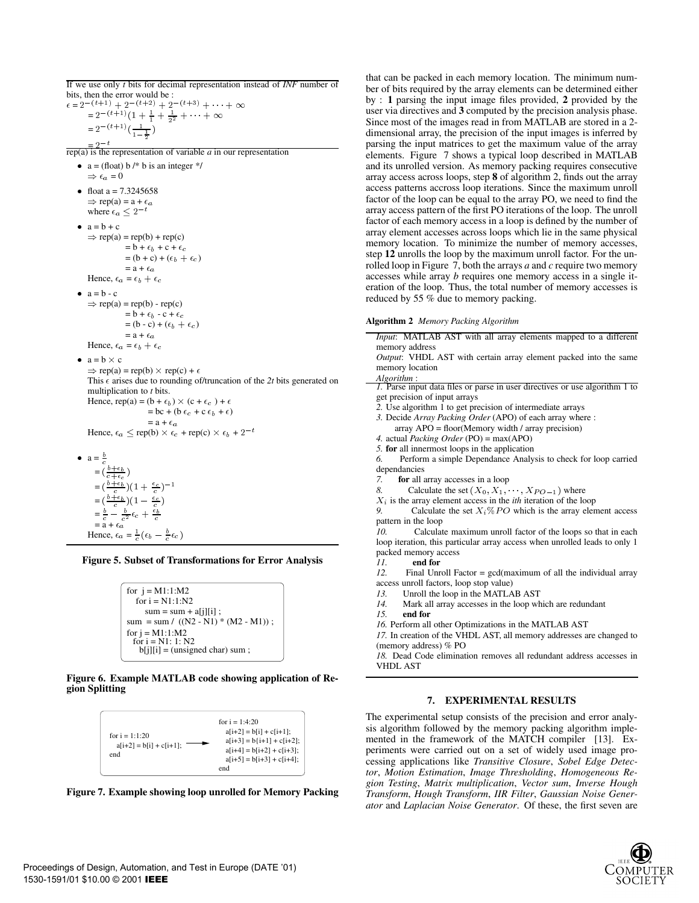If we use only *t* bits for decimal representation instead of *INF* number of bits, then the error would be :

$$\epsilon = 2^{-(t+1)} + 2^{-(t+2)} + 2^{-(t+3)} + \cdots + \infty$$
$$= 2^{-(t+1)}(1 + \frac{1}{1} + \frac{1}{2^2} + \cdots + \infty$$
$$= 2^{-(t+1)}(\frac{1}{1-\frac{1}{2}})$$
$$= 2^{-t}$$

rep(a) is the representation of variable *a* in our representation

- a = (float) b /* b is an integer */
  $\Rightarrow \epsilon_a = 0$
- float a = 7.3245658
  $\Rightarrow$ rep(a) = a + $\epsilon_a$
  where $\epsilon_a \leq 2^{-t}$
- a = b + c
  $\Rightarrow$ rep(a) = rep(b) + rep(c)
  = b + $\epsilon_b$ + c + $\epsilon_c$
  = (b + c) + ($\epsilon_b$ + $\epsilon_c$)
  = a + $\epsilon_a$
  Hence, $\epsilon_a = \epsilon_b + \epsilon_c$
- a = b - c
  $\Rightarrow$ rep(a) = rep(b) - rep(c)
  = b + $\epsilon_b$ - c + $\epsilon_c$
  = (b - c) + ($\epsilon_b$ + $\epsilon_c$)
  = a + $\epsilon_a$
  Hence, $\epsilon_a = \epsilon_b + \epsilon_c$
- a = b $\times$ c
  $\Rightarrow$ rep(a) = rep(b) $\times$ rep(c) + $\epsilon$
  This $\epsilon$ arises due to rounding of/truncation of the *2t* bits generated on multiplication to *t* bits.
  Hence, rep(a) = (b + $\epsilon_b$) $\times$ (c + $\epsilon_c$ ) + $\epsilon$
  = bc + (b $\epsilon_c$ + c $\epsilon_b$ + $\epsilon$)
  = a + $\epsilon_a$
  Hence, $\epsilon_a \leq$ rep(b) $\times$ $\epsilon_c$ + rep(c) $\times$ $\epsilon_b$ + $2^{-t}$
- a = $\frac{b}{c}$
  $= (\frac{b+\epsilon_b}{c+\epsilon_c})$
  $= (\frac{b+\epsilon_b}{c})(1 + \frac{\epsilon_c}{c})^{-1}$
  $= (\frac{b+\epsilon_b}{c})(1 - \frac{\epsilon_c}{c})$
  $= \frac{b}{c} - \frac{b}{c^2}\epsilon_c + \frac{\epsilon_b}{c}$
  = a + $\epsilon_a$
  Hence, $\epsilon_a = \frac{1}{c}(\epsilon_b - \frac{b}{c}\epsilon_c)$

**Figure 5. Subset of Transformations for Error Analysis**

```
for j = M1:1:M2
   for i = N1:1:N2
      sum = sum + a[j][i] ;
sum = sum / ((N2 - N1) * (M2 - M1)) ;
for j = M1:1:M2
  for i = N1: 1: N2
    b[j][i] = (unsigned char) sum ;
```

**Figure 6. Example MATLAB code showing application of Region Splitting**

```
for i = 1:1:20                          for i = 1:4:20
   a[i+2] = b[i] + c[i+1];   ------>       a[i+2] = b[i] + c[i+1];
end                                        a[i+3] = b[i+1] + c[i+2];
                                           a[i+4] = b[i+2] + c[i+3];
                                           a[i+5] = b[i+3] + c[i+4];
                                        end
```

**Figure 7. Example showing loop unrolled for Memory Packing**

that can be packed in each memory location. The minimum number of bits required by the array elements can be determined either by : **1** parsing the input image files provided, **2** provided by the user via directives and **3** computed by the precision analysis phase. Since most of the images read in from MATLAB are stored in a 2-dimensional array, the precision of the input images is inferred by parsing the input matrices to get the maximum value of the array elements. Figure 7 shows a typical loop described in MATLAB and its unrolled version. As memory packing requires consecutive array access across loops, step **8** of algorithm 2, finds out the array access patterns accross loop iterations. Since the maximum unroll factor of the loop can be equal to the array PO, we need to find the array access pattern of the first PO iterations of the loop. The unroll factor of each memory access in a loop is defined by the number of array element accesses across loops which lie in the same physical memory location. To minimize the number of memory accesses, step **12** unrolls the loop by the maximum unroll factor. For the unrolled loop in Figure 7, both the arrays *a* and *c* require two memory accesses while array *b* requires one memory access in a single iteration of the loop. Thus, the total number of memory accesses is reduced by 55 % due to memory packing.

**Algorithm 2** *Memory Packing Algorithm*

*Input*: MATLAB AST with all array elements mapped to a different memory address
*Output*: VHDL AST with certain array element packed into the same memory location
*Algorithm* :
*1.* Parse input data files or parse in user directives or use algorithm 1 to get precision of input arrays
*2.* Use algorithm 1 to get precision of intermediate arrays
*3.* Decide *Array Packing Order* (APO) of each array where :
    array APO = floor(Memory width / array precision)
*4.* actual *Packing Order* (PO) = max(APO)
*5.* **for** all innermost loops in the application
*6.* Perform a simple Dependance Analysis to check for loop carried dependancies
*7.* **for** all array accesses in a loop
*8.* Calculate the set $(X_0, X_1, \cdots, X_{PO-1})$ where
$X_i$ is the array element access in the *ith* iteration of the loop
*9.* Calculate the set $X_i \% PO$ which is the array element access pattern in the loop
*10.* Calculate maximum unroll factor of the loops so that in each loop iteration, this particular array access when unrolled leads to only 1 packed memory access
*11.* **end for**
*12.* Final Unroll Factor = gcd(maximum of all the individual array access unroll factors, loop stop value)
*13.* Unroll the loop in the MATLAB AST
*14.* Mark all array accesses in the loop which are redundant
*15.* **end for**
*16.* Perform all other Optimizations in the MATLAB AST
*17.* In creation of the VHDL AST, all memory addresses are changed to (memory address) % PO
*18.* Dead Code elimination removes all redundant address accesses in VHDL AST

## 7. EXPERIMENTAL RESULTS

The experimental setup consists of the precision and error analysis algorithm followed by the memory packing algorithm implemented in the framework of the MATCH compiler [13]. Experiments were carried out on a set of widely used image processing applications like *Transitive Closure*, *Sobel Edge Detector*, *Motion Estimation*, *Image Thresholding*, *Homogeneous Region Testing*, *Matrix multiplication*, *Vector sum*, *Inverse Hough Transform*, *Hough Transform*, *IIR Filter*, *Gaussian Noise Generator* and *Laplacian Noise Generator*. Of these, the first seven are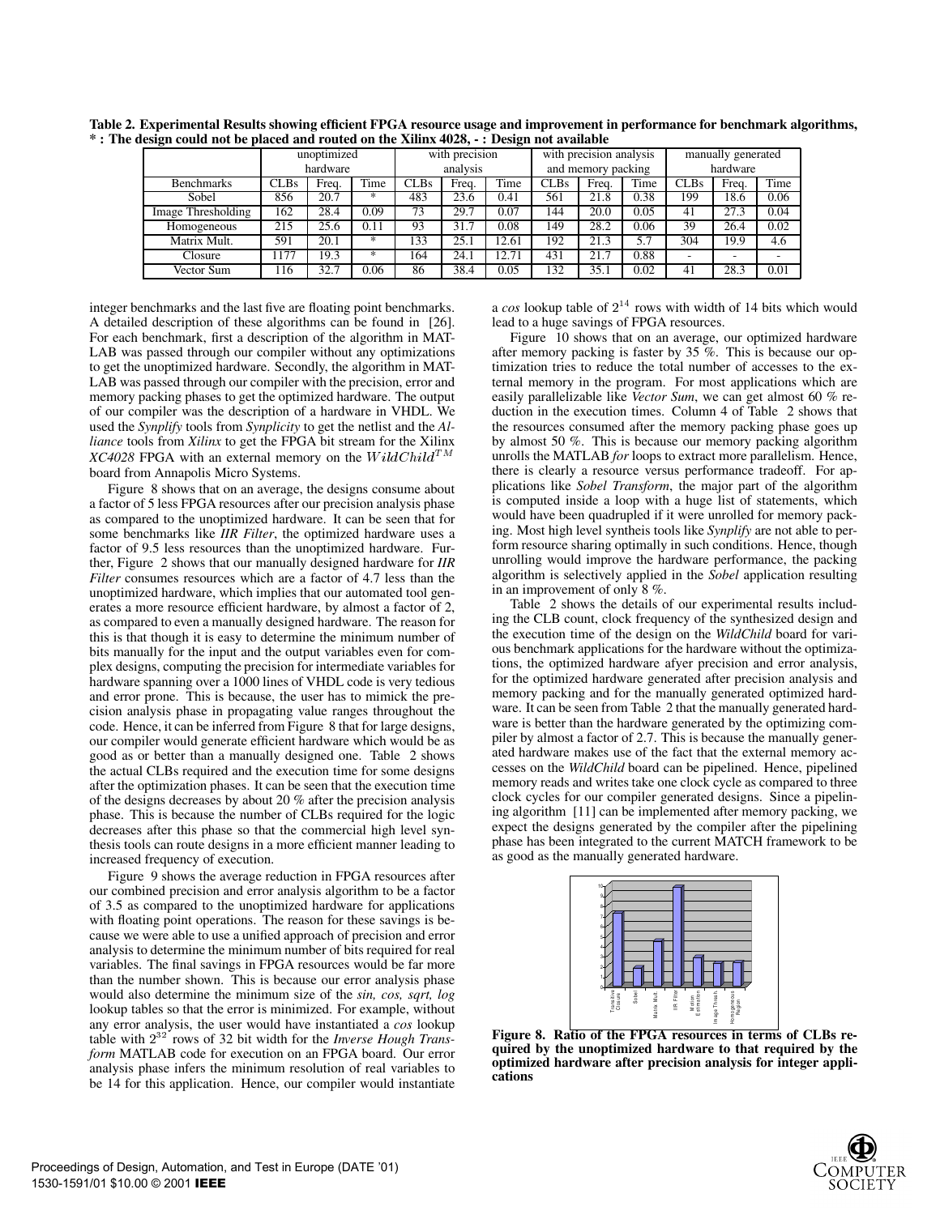**Table 2. Experimental Results showing efficient FPGA resource usage and improvement in performance for benchmark algorithms, * : The design could not be placed and routed on the Xilinx 4028, - : Design not available**

| | unoptimized hardware | | | with precision analysis | | | with precision analysis and memory packing | | | manually generated hardware | | |
|---|---|---|---|---|---|---|---|---|---|---|---|---|
| Benchmarks | CLBs | Freq. | Time | CLBs | Freq. | Time | CLBs | Freq. | Time | CLBs | Freq. | Time |
| Sobel | 856 | 20.7 | * | 483 | 23.6 | 0.41 | 561 | 21.8 | 0.38 | 199 | 18.6 | 0.06 |
| Image Thresholding | 162 | 28.4 | 0.09 | 73 | 29.7 | 0.07 | 144 | 20.0 | 0.05 | 41 | 27.3 | 0.04 |
| Homogeneous | 215 | 25.6 | 0.11 | 93 | 31.7 | 0.08 | 149 | 28.2 | 0.06 | 39 | 26.4 | 0.02 |
| Matrix Mult. | 591 | 20.1 | * | 133 | 25.1 | 12.61 | 192 | 21.3 | 5.7 | 304 | 19.9 | 4.6 |
| Closure | 1177 | 19.3 | * | 164 | 24.1 | 12.71 | 431 | 21.7 | 0.88 | - | - | - |
| Vector Sum | 116 | 32.7 | 0.06 | 86 | 38.4 | 0.05 | 132 | 35.1 | 0.02 | 41 | 28.3 | 0.01 |

integer benchmarks and the last five are floating point benchmarks. A detailed description of these algorithms can be found in [26]. For each benchmark, first a description of the algorithm in MATLAB was passed through our compiler without any optimizations to get the unoptimized hardware. Secondly, the algorithm in MATLAB was passed through our compiler with the precision, error and memory packing phases to get the optimized hardware. The output of our compiler was the description of a hardware in VHDL. We used the *Synplify* tools from *Synplicity* to get the netlist and the *Alliance* tools from *Xilinx* to get the FPGA bit stream for the Xilinx *XC4028* FPGA with an external memory on the $WildChild^{TM}$ board from Annapolis Micro Systems.

Figure 8 shows that on an average, the designs consume about a factor of 5 less FPGA resources after our precision analysis phase as compared to the unoptimized hardware. It can be seen that for some benchmarks like *IIR Filter*, the optimized hardware uses a factor of 9.5 less resources than the unoptimized hardware. Further, Figure 2 shows that our manually designed hardware for *IIR Filter* consumes resources which are a factor of 4.7 less than the unoptimized hardware, which implies that our automated tool generates a more resource efficient hardware, by almost a factor of 2, as compared to even a manually designed hardware. The reason for this is that though it is easy to determine the minimum number of bits manually for the input and the output variables even for complex designs, computing the precision for intermediate variables for hardware spanning over a 1000 lines of VHDL code is very tedious and error prone. This is because, the user has to mimick the precision analysis phase in propagating value ranges throughout the code. Hence, it can be inferred from Figure 8 that for large designs, our compiler would generate efficient hardware which would be as good as or better than a manually designed one. Table 2 shows the actual CLBs required and the execution time for some designs after the optimization phases. It can be seen that the execution time of the designs decreases by about 20 % after the precision analysis phase. This is because the number of CLBs required for the logic decreases after this phase so that the commercial high level synthesis tools can route designs in a more efficient manner leading to increased frequency of execution.

Figure 9 shows the average reduction in FPGA resources after our combined precision and error analysis algorithm to be a factor of 3.5 as compared to the unoptimized hardware for applications with floating point operations. The reason for these savings is because we were able to use a unified approach of precision and error analysis to determine the minimum number of bits required for real variables. The final savings in FPGA resources would be far more than the number shown. This is because our error analysis phase would also determine the minimum size of the *sin, cos, sqrt, log* lookup tables so that the error is minimized. For example, without any error analysis, the user would have instantiated a *cos* lookup table with $2^{32}$ rows of 32 bit width for the *Inverse Hough Transform* MATLAB code for execution on an FPGA board. Our error analysis phase infers the minimum resolution of real variables to be 14 for this application. Hence, our compiler would instantiate a *cos* lookup table of $2^{14}$ rows with width of 14 bits which would lead to a huge savings of FPGA resources.

Figure 10 shows that on an average, our optimized hardware after memory packing is faster by 35 %. This is because our optimization tries to reduce the total number of accesses to the external memory in the program. For most applications which are easily parallelizable like *Vector Sum*, we can get almost 60 % reduction in the execution times. Column 4 of Table 2 shows that the resources consumed after the memory packing phase goes up by almost 50 %. This is because our memory packing algorithm unrolls the MATLAB *for* loops to extract more parallelism. Hence, there is clearly a resource versus performance tradeoff. For applications like *Sobel Transform*, the major part of the algorithm is computed inside a loop with a huge list of statements, which would have been quadrupled if it were unrolled for memory packing. Most high level syntheis tools like *Synplify* are not able to perform resource sharing optimally in such conditions. Hence, though unrolling would improve the hardware performance, the packing algorithm is selectively applied in the *Sobel* application resulting in an improvement of only 8 %.

Table 2 shows the details of our experimental results including the CLB count, clock frequency of the synthesized design and the execution time of the design on the *WildChild* board for various benchmark applications for the hardware without the optimizations, the optimized hardware afyer precision and error analysis, for the optimized hardware generated after precision analysis and memory packing and for the manually generated optimized hardware. It can be seen from Table 2 that the manually generated hardware is better than the hardware generated by the optimizing compiler by almost a factor of 2.7. This is because the manually generated hardware makes use of the fact that the external memory accesses on the *WildChild* board can be pipelined. Hence, pipelined memory reads and writes take one clock cycle as compared to three clock cycles for our compiler generated designs. Since a pipelining algorithm [11] can be implemented after memory packing, we expect the designs generated by the compiler after the pipelining phase has been integrated to the current MATCH framework to be as good as the manually generated hardware.

**Figure 8. Ratio of the FPGA resources in terms of CLBs required by the unoptimized hardware to that required by the optimized hardware after precision analysis for integer applications**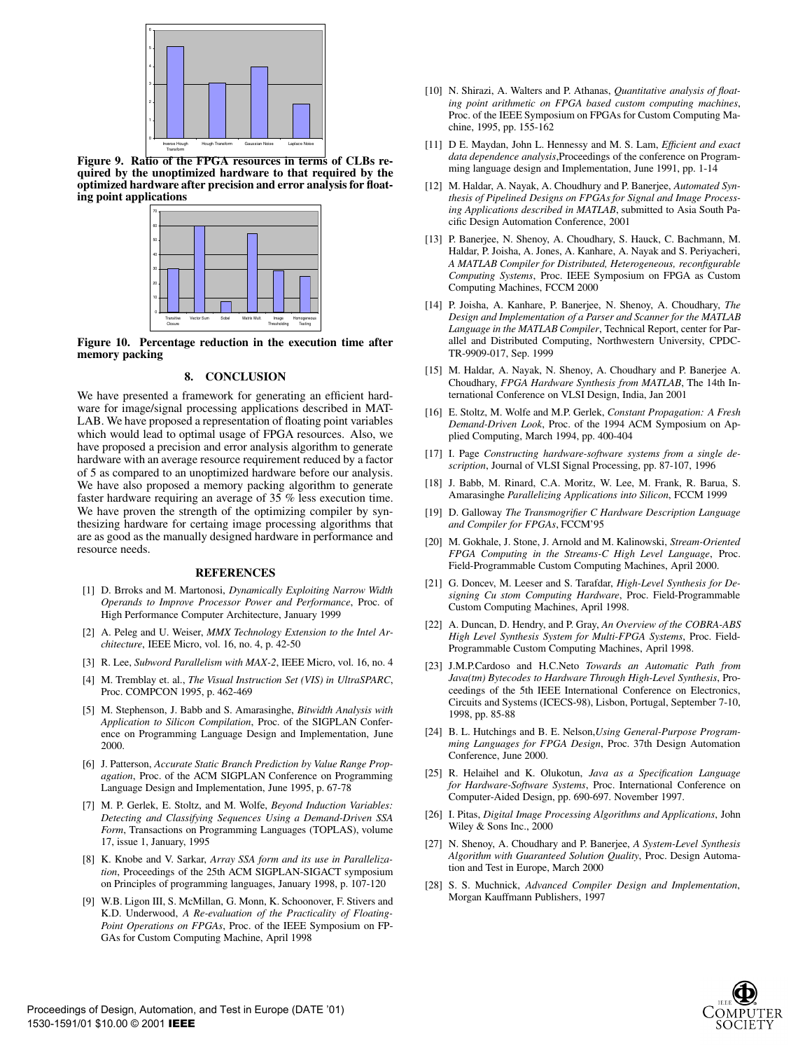6
5
4
3
2
1
0

Inverse Hough Transform | Hough Transform | Gaussian Noise | Laplace Noise

**Figure 9. Ratio of the FPGA resources in terms of CLBs required by the unoptimized hardware to that required by the optimized hardware after precision and error analysis for floating point applications**

70
60
50
40
30
20
10
0

Transitive Closure | Vector Sum | Sobel | Matrix Mult | Image Thresholding | Homogeneous Testing

**Figure 10. Percentage reduction in the execution time after memory packing**

## 8. CONCLUSION

We have presented a framework for generating an efficient hardware for image/signal processing applications described in MATLAB. We have proposed a representation of floating point variables which would lead to optimal usage of FPGA resources. Also, we have proposed a precision and error analysis algorithm to generate hardware with an average resource requirement reduced by a factor of 5 as compared to an unoptimized hardware before our analysis. We have also proposed a memory packing algorithm to generate faster hardware requiring an average of 35 % less execution time. We have proven the strength of the optimizing compiler by synthesizing hardware for certaing image processing algorithms that are as good as the manually designed hardware in performance and resource needs.

## REFERENCES

[1] D. Brroks and M. Martonosi, *Dynamically Exploiting Narrow Width Operands to Improve Processor Power and Performance*, Proc. of High Performance Computer Architecture, January 1999

[2] A. Peleg and U. Weiser, *MMX Technology Extension to the Intel Architecture*, IEEE Micro, vol. 16, no. 4, p. 42-50

[3] R. Lee, *Subword Parallelism with MAX-2*, IEEE Micro, vol. 16, no. 4

[4] M. Tremblay et. al., *The Visual Instruction Set (VIS) in UltraSPARC*, Proc. COMPCON 1995, p. 462-469

[5] M. Stephenson, J. Babb and S. Amarasinghe, *Bitwidth Analysis with Application to Silicon Compilation*, Proc. of the SIGPLAN Conference on Programming Language Design and Implementation, June 2000.

[6] J. Patterson, *Accurate Static Branch Prediction by Value Range Propagation*, Proc. of the ACM SIGPLAN Conference on Programming Language Design and Implementation, June 1995, p. 67-78

[7] M. P. Gerlek, E. Stoltz, and M. Wolfe, *Beyond Induction Variables: Detecting and Classifying Sequences Using a Demand-Driven SSA Form*, Transactions on Programming Languages (TOPLAS), volume 17, issue 1, January, 1995

[8] K. Knobe and V. Sarkar, *Array SSA form and its use in Parallelization*, Proceedings of the 25th ACM SIGPLAN-SIGACT symposium on Principles of programming languages, January 1998, p. 107-120

[9] W.B. Ligon III, S. McMillan, G. Monn, K. Schoonover, F. Stivers and K.D. Underwood, *A Re-evaluation of the Practicality of Floating-Point Operations on FPGAs*, Proc. of the IEEE Symposium on FPGAs for Custom Computing Machine, April 1998

[10] N. Shirazi, A. Walters and P. Athanas, *Quantitative analysis of floating point arithmetic on FPGA based custom computing machines*, Proc. of the IEEE Symposium on FPGAs for Custom Computing Machine, 1995, pp. 155-162

[11] D E. Maydan, John L. Hennessy and M. S. Lam, *Efficient and exact data dependence analysis*,Proceedings of the conference on Programming language design and Implementation, June 1991, pp. 1-14

[12] M. Haldar, A. Nayak, A. Choudhury and P. Banerjee, *Automated Synthesis of Pipelined Designs on FPGAs for Signal and Image Processing Applications described in MATLAB*, submitted to Asia South Pacific Design Automation Conference, 2001

[13] P. Banerjee, N. Shenoy, A. Choudhary, S. Hauck, C. Bachmann, M. Haldar, P. Joisha, A. Jones, A. Kanhare, A. Nayak and S. Periyacheri, *A MATLAB Compiler for Distributed, Heterogeneous, reconfigurable Computing Systems*, Proc. IEEE Symposium on FPGA as Custom Computing Machines, FCCM 2000

[14] P. Joisha, A. Kanhare, P. Banerjee, N. Shenoy, A. Choudhary, *The Design and Implementation of a Parser and Scanner for the MATLAB Language in the MATLAB Compiler*, Technical Report, center for Parallel and Distributed Computing, Northwestern University, CPDC-TR-9909-017, Sep. 1999

[15] M. Haldar, A. Nayak, N. Shenoy, A. Choudhary and P. Banerjee A. Choudhary, *FPGA Hardware Synthesis from MATLAB*, The 14th International Conference on VLSI Design, India, Jan 2001

[16] E. Stoltz, M. Wolfe and M.P. Gerlek, *Constant Propagation: A Fresh Demand-Driven Look*, Proc. of the 1994 ACM Symposium on Applied Computing, March 1994, pp. 400-404

[17] I. Page *Constructing hardware-software systems from a single description*, Journal of VLSI Signal Processing, pp. 87-107, 1996

[18] J. Babb, M. Rinard, C.A. Moritz, W. Lee, M. Frank, R. Barua, S. Amarasinghe *Parallelizing Applications into Silicon*, FCCM 1999

[19] D. Galloway *The Transmogrifier C Hardware Description Language and Compiler for FPGAs*, FCCM'95

[20] M. Gokhale, J. Stone, J. Arnold and M. Kalinowski, *Stream-Oriented FPGA Computing in the Streams-C High Level Language*, Proc. Field-Programmable Custom Computing Machines, April 2000.

[21] G. Doncev, M. Leeser and S. Tarafdar, *High-Level Synthesis for Designing Cu stom Computing Hardware*, Proc. Field-Programmable Custom Computing Machines, April 1998.

[22] A. Duncan, D. Hendry, and P. Gray, *An Overview of the COBRA-ABS High Level Synthesis System for Multi-FPGA Systems*, Proc. Field-Programmable Custom Computing Machines, April 1998.

[23] J.M.P.Cardoso and H.C.Neto *Towards an Automatic Path from Java(tm) Bytecodes to Hardware Through High-Level Synthesis*, Proceedings of the 5th IEEE International Conference on Electronics, Circuits and Systems (ICECS-98), Lisbon, Portugal, September 7-10, 1998, pp. 85-88

[24] B. L. Hutchings and B. E. Nelson,*Using General-Purpose Programming Languages for FPGA Design*, Proc. 37th Design Automation Conference, June 2000.

[25] R. Helaihel and K. Olukotun, *Java as a Specification Language for Hardware-Software Systems*, Proc. International Conference on Computer-Aided Design, pp. 690-697. November 1997.

[26] I. Pitas, *Digital Image Processing Algorithms and Applications*, John Wiley & Sons Inc., 2000

[27] N. Shenoy, A. Choudhary and P. Banerjee, *A System-Level Synthesis Algorithm with Guaranteed Solution Quality*, Proc. Design Automation and Test in Europe, March 2000

[28] S. S. Muchnick, *Advanced Compiler Design and Implementation*, Morgan Kauffmann Publishers, 1997